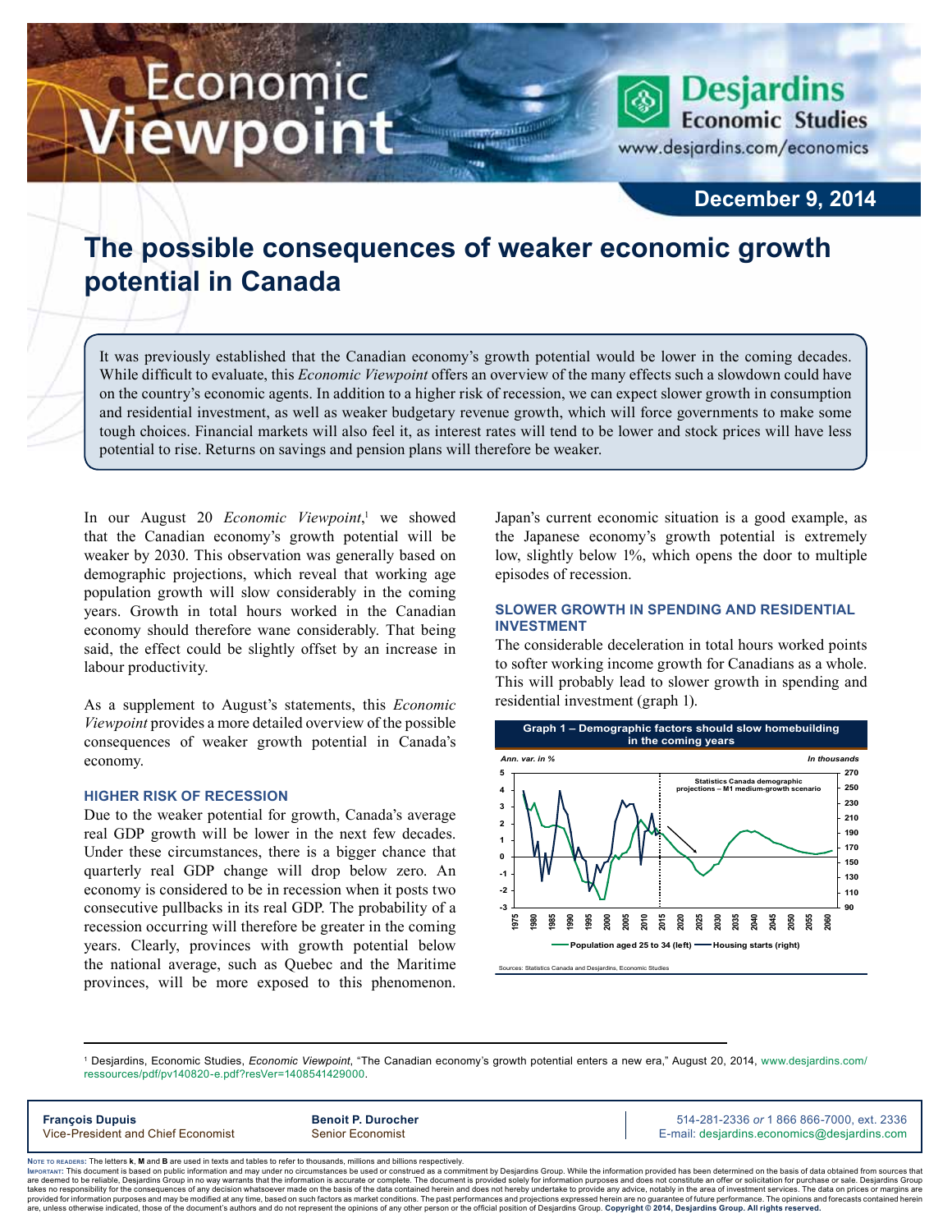# The possible consequences of weaker economic growth potential in Canada

December 9, 2014

It was previously established that the Canadian economy's growth potential would be lower in the coming decades. While difficult to evaluate, this *Economic Viewpoint* offers an overview of the many effects such a slowdown could have on the country's economic agents. In addition to a higher risk of recession, we can expect slower growth in consumption and residential investment, as well as weaker budgetary revenue growth, which will force governments to make some tough choices. Financial markets will also feel it, as interest rates will tend to be lower and stock prices will have less potential to rise. Returns on savings and pension plans will therefore be weaker.

In our August 20 *Economic Viewpoint*,[1] we showed that the Canadian economy's growth potential will be weaker by 2030. This observation was generally based on demographic projections, which reveal that working age population growth will slow considerably in the coming years. Growth in total hours worked in the Canadian economy should therefore wane considerably. That being said, the effect could be slightly offset by an increase in labour productivity.

As a supplement to August's statements, this *Economic Viewpoint* provides a more detailed overview of the possible consequences of weaker growth potential in Canada's economy.

### HIGHER RISK OF RECESSION

Due to the weaker potential for growth, Canada's average real GDP growth will be lower in the next few decades. Under these circumstances, there is a bigger chance that quarterly real GDP change will drop below zero. An economy is considered to be in recession when it posts two consecutive pullbacks in its real GDP. The probability of a recession occurring will therefore be greater in the coming years. Clearly, provinces with growth potential below the national average, such as Quebec and the Maritime provinces, will be more exposed to this phenomenon. Japan's current economic situation is a good example, as the Japanese economy's growth potential is extremely low, slightly below 1%, which opens the door to multiple episodes of recession.

### SLOWER GROWTH IN SPENDING AND RESIDENTIAL INVESTMENT

The considerable deceleration in total hours worked points to softer working income growth for Canadians as a whole. This will probably lead to slower growth in spending and residential investment (graph 1).

**Graph 1 – Demographic factors should slow homebuilding in the coming years**

Sources: Statistics Canada and Desjardins, Economic Studies

---

[1] Desjardins, Economic Studies, *Economic Viewpoint*, "The Canadian economy's growth potential enters a new era," August 20, 2014, www.desjardins.com/ressources/pdf/pv140820-e.pdf?resVer=1408541429000.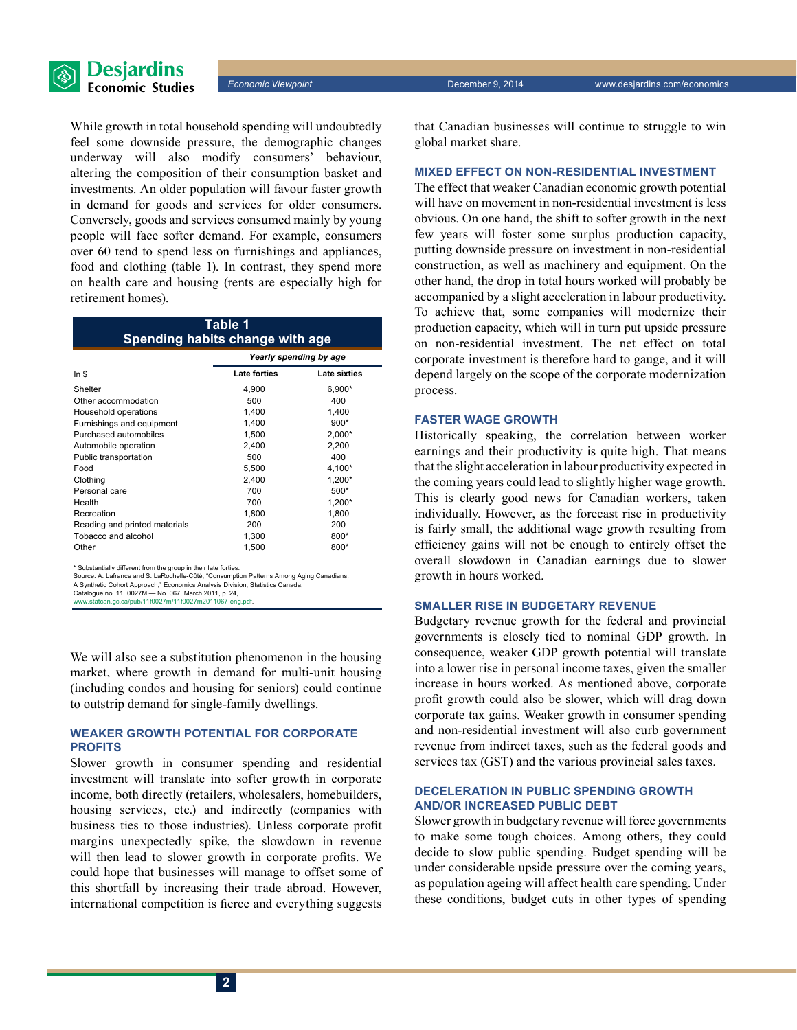While growth in total household spending will undoubtedly feel some downside pressure, the demographic changes underway will also modify consumers' behaviour, altering the composition of their consumption basket and investments. An older population will favour faster growth in demand for goods and services for older consumers. Conversely, goods and services consumed mainly by young people will face softer demand. For example, consumers over 60 tend to spend less on furnishings and appliances, food and clothing (table 1). In contrast, they spend more on health care and housing (rents are especially high for retirement homes).

**Table 1**
**Spending habits change with age**

| In $ | *Yearly spending by age* | |
|---|---|---|
| | **Late forties** | **Late sixties** |
| Shelter | 4,900 | 6,900* |
| Other accommodation | 500 | 400 |
| Household operations | 1,400 | 1,400 |
| Furnishings and equipment | 1,400 | 900* |
| Purchased automobiles | 1,500 | 2,000* |
| Automobile operation | 2,400 | 2,200 |
| Public transportation | 500 | 400 |
| Food | 5,500 | 4,100* |
| Clothing | 2,400 | 1,200* |
| Personal care | 700 | 500* |
| Health | 700 | 1,200* |
| Recreation | 1,800 | 1,800 |
| Reading and printed materials | 200 | 200 |
| Tobacco and alcohol | 1,300 | 800* |
| Other | 1,500 | 800* |

\* Substantially different from the group in their late forties.
Source: A. Lafrance and S. LaRochelle-Côté, "Consumption Patterns Among Aging Canadians: A Synthetic Cohort Approach," Economics Analysis Division, Statistics Canada, Catalogue no. 11F0027M — No. 067, March 2011, p. 24, www.statcan.gc.ca/pub/11f0027m/11f0027m2011067-eng.pdf.

We will also see a substitution phenomenon in the housing market, where growth in demand for multi-unit housing (including condos and housing for seniors) could continue to outstrip demand for single-family dwellings.

## WEAKER GROWTH POTENTIAL FOR CORPORATE PROFITS

Slower growth in consumer spending and residential investment will translate into softer growth in corporate income, both directly (retailers, wholesalers, homebuilders, housing services, etc.) and indirectly (companies with business ties to those industries). Unless corporate profit margins unexpectedly spike, the slowdown in revenue will then lead to slower growth in corporate profits. We could hope that businesses will manage to offset some of this shortfall by increasing their trade abroad. However, international competition is fierce and everything suggests that Canadian businesses will continue to struggle to win global market share.

## MIXED EFFECT ON NON-RESIDENTIAL INVESTMENT

The effect that weaker Canadian economic growth potential will have on movement in non-residential investment is less obvious. On one hand, the shift to softer growth in the next few years will foster some surplus production capacity, putting downside pressure on investment in non-residential construction, as well as machinery and equipment. On the other hand, the drop in total hours worked will probably be accompanied by a slight acceleration in labour productivity. To achieve that, some companies will modernize their production capacity, which will in turn put upside pressure on non-residential investment. The net effect on total corporate investment is therefore hard to gauge, and it will depend largely on the scope of the corporate modernization process.

## FASTER WAGE GROWTH

Historically speaking, the correlation between worker earnings and their productivity is quite high. That means that the slight acceleration in labour productivity expected in the coming years could lead to slightly higher wage growth. This is clearly good news for Canadian workers, taken individually. However, as the forecast rise in productivity is fairly small, the additional wage growth resulting from efficiency gains will not be enough to entirely offset the overall slowdown in Canadian earnings due to slower growth in hours worked.

## SMALLER RISE IN BUDGETARY REVENUE

Budgetary revenue growth for the federal and provincial governments is closely tied to nominal GDP growth. In consequence, weaker GDP growth potential will translate into a lower rise in personal income taxes, given the smaller increase in hours worked. As mentioned above, corporate profit growth could also be slower, which will drag down corporate tax gains. Weaker growth in consumer spending and non-residential investment will also curb government revenue from indirect taxes, such as the federal goods and services tax (GST) and the various provincial sales taxes.

## DECELERATION IN PUBLIC SPENDING GROWTH AND/OR INCREASED PUBLIC DEBT

Slower growth in budgetary revenue will force governments to make some tough choices. Among others, they could decide to slow public spending. Budget spending will be under considerable upside pressure over the coming years, as population ageing will affect health care spending. Under these conditions, budget cuts in other types of spending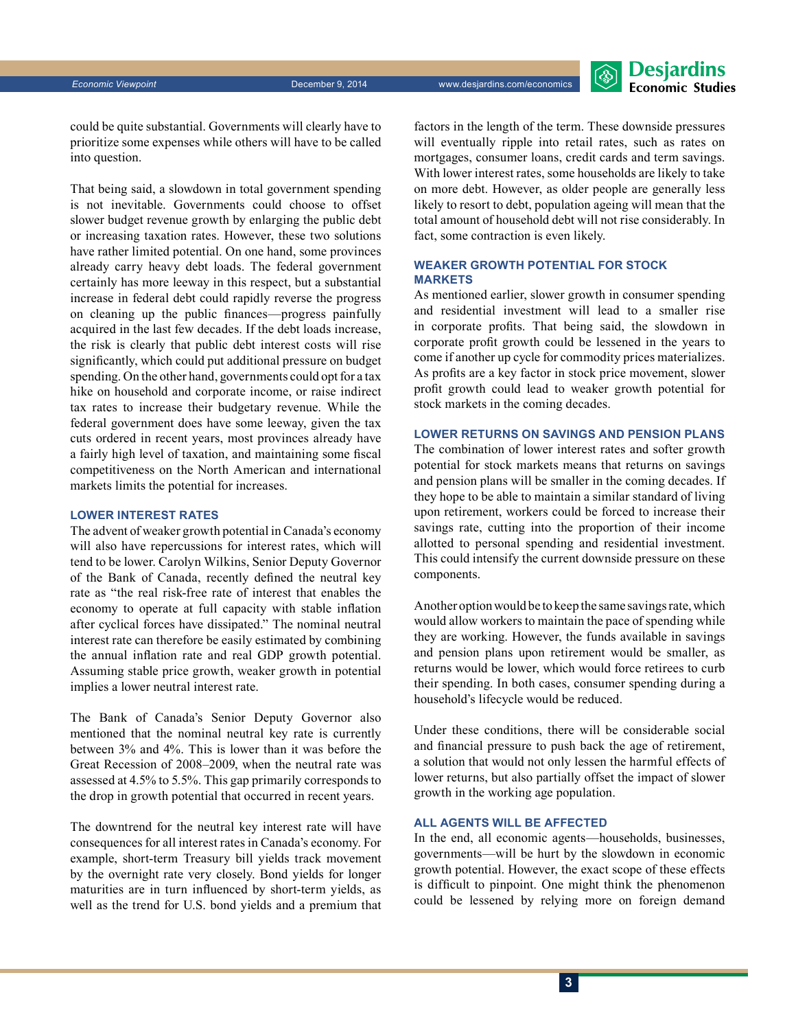could be quite substantial. Governments will clearly have to prioritize some expenses while others will have to be called into question.

That being said, a slowdown in total government spending is not inevitable. Governments could choose to offset slower budget revenue growth by enlarging the public debt or increasing taxation rates. However, these two solutions have rather limited potential. On one hand, some provinces already carry heavy debt loads. The federal government certainly has more leeway in this respect, but a substantial increase in federal debt could rapidly reverse the progress on cleaning up the public finances—progress painfully acquired in the last few decades. If the debt loads increase, the risk is clearly that public debt interest costs will rise significantly, which could put additional pressure on budget spending. On the other hand, governments could opt for a tax hike on household and corporate income, or raise indirect tax rates to increase their budgetary revenue. While the federal government does have some leeway, given the tax cuts ordered in recent years, most provinces already have a fairly high level of taxation, and maintaining some fiscal competitiveness on the North American and international markets limits the potential for increases.

### LOWER INTEREST RATES

The advent of weaker growth potential in Canada's economy will also have repercussions for interest rates, which will tend to be lower. Carolyn Wilkins, Senior Deputy Governor of the Bank of Canada, recently defined the neutral key rate as "the real risk-free rate of interest that enables the economy to operate at full capacity with stable inflation after cyclical forces have dissipated." The nominal neutral interest rate can therefore be easily estimated by combining the annual inflation rate and real GDP growth potential. Assuming stable price growth, weaker growth in potential implies a lower neutral interest rate.

The Bank of Canada's Senior Deputy Governor also mentioned that the nominal neutral key rate is currently between 3% and 4%. This is lower than it was before the Great Recession of 2008–2009, when the neutral rate was assessed at 4.5% to 5.5%. This gap primarily corresponds to the drop in growth potential that occurred in recent years.

The downtrend for the neutral key interest rate will have consequences for all interest rates in Canada's economy. For example, short-term Treasury bill yields track movement by the overnight rate very closely. Bond yields for longer maturities are in turn influenced by short-term yields, as well as the trend for U.S. bond yields and a premium that factors in the length of the term. These downside pressures will eventually ripple into retail rates, such as rates on mortgages, consumer loans, credit cards and term savings. With lower interest rates, some households are likely to take on more debt. However, as older people are generally less likely to resort to debt, population ageing will mean that the total amount of household debt will not rise considerably. In fact, some contraction is even likely.

### WEAKER GROWTH POTENTIAL FOR STOCK MARKETS

As mentioned earlier, slower growth in consumer spending and residential investment will lead to a smaller rise in corporate profits. That being said, the slowdown in corporate profit growth could be lessened in the years to come if another up cycle for commodity prices materializes. As profits are a key factor in stock price movement, slower profit growth could lead to weaker growth potential for stock markets in the coming decades.

### LOWER RETURNS ON SAVINGS AND PENSION PLANS

The combination of lower interest rates and softer growth potential for stock markets means that returns on savings and pension plans will be smaller in the coming decades. If they hope to be able to maintain a similar standard of living upon retirement, workers could be forced to increase their savings rate, cutting into the proportion of their income allotted to personal spending and residential investment. This could intensify the current downside pressure on these components.

Another option would be to keep the same savings rate, which would allow workers to maintain the pace of spending while they are working. However, the funds available in savings and pension plans upon retirement would be smaller, as returns would be lower, which would force retirees to curb their spending. In both cases, consumer spending during a household's lifecycle would be reduced.

Under these conditions, there will be considerable social and financial pressure to push back the age of retirement, a solution that would not only lessen the harmful effects of lower returns, but also partially offset the impact of slower growth in the working age population.

### ALL AGENTS WILL BE AFFECTED

In the end, all economic agents—households, businesses, governments—will be hurt by the slowdown in economic growth potential. However, the exact scope of these effects is difficult to pinpoint. One might think the phenomenon could be lessened by relying more on foreign demand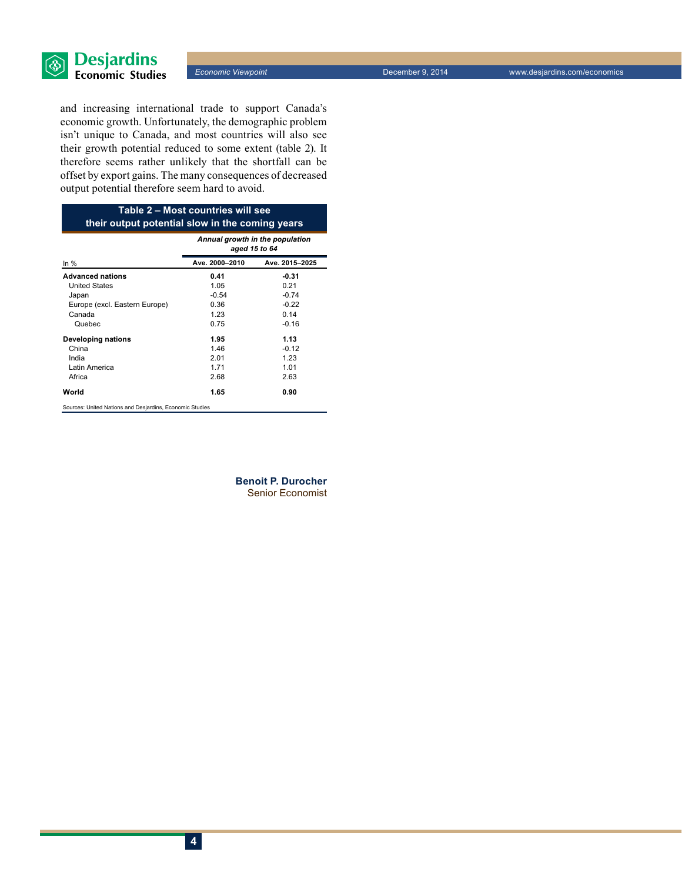and increasing international trade to support Canada's economic growth. Unfortunately, the demographic problem isn't unique to Canada, and most countries will also see their growth potential reduced to some extent (table 2). It therefore seems rather unlikely that the shortfall can be offset by export gains. The many consequences of decreased output potential therefore seem hard to avoid.

**Table 2 – Most countries will see their output potential slow in the coming years**

| | *Annual growth in the population aged 15 to 64* | |
|---|---|---|
| In % | Ave. 2000–2010 | Ave. 2015–2025 |
| **Advanced nations** | **0.41** | **-0.31** |
| United States | 1.05 | 0.21 |
| Japan | -0.54 | -0.74 |
| Europe (excl. Eastern Europe) | 0.36 | -0.22 |
| Canada | 1.23 | 0.14 |
| Quebec | 0.75 | -0.16 |
| **Developing nations** | **1.95** | **1.13** |
| China | 1.46 | -0.12 |
| India | 2.01 | 1.23 |
| Latin America | 1.71 | 1.01 |
| Africa | 2.68 | 2.63 |
| **World** | **1.65** | **0.90** |

Sources: United Nations and Desjardins, Economic Studies

**Benoit P. Durocher**
Senior Economist